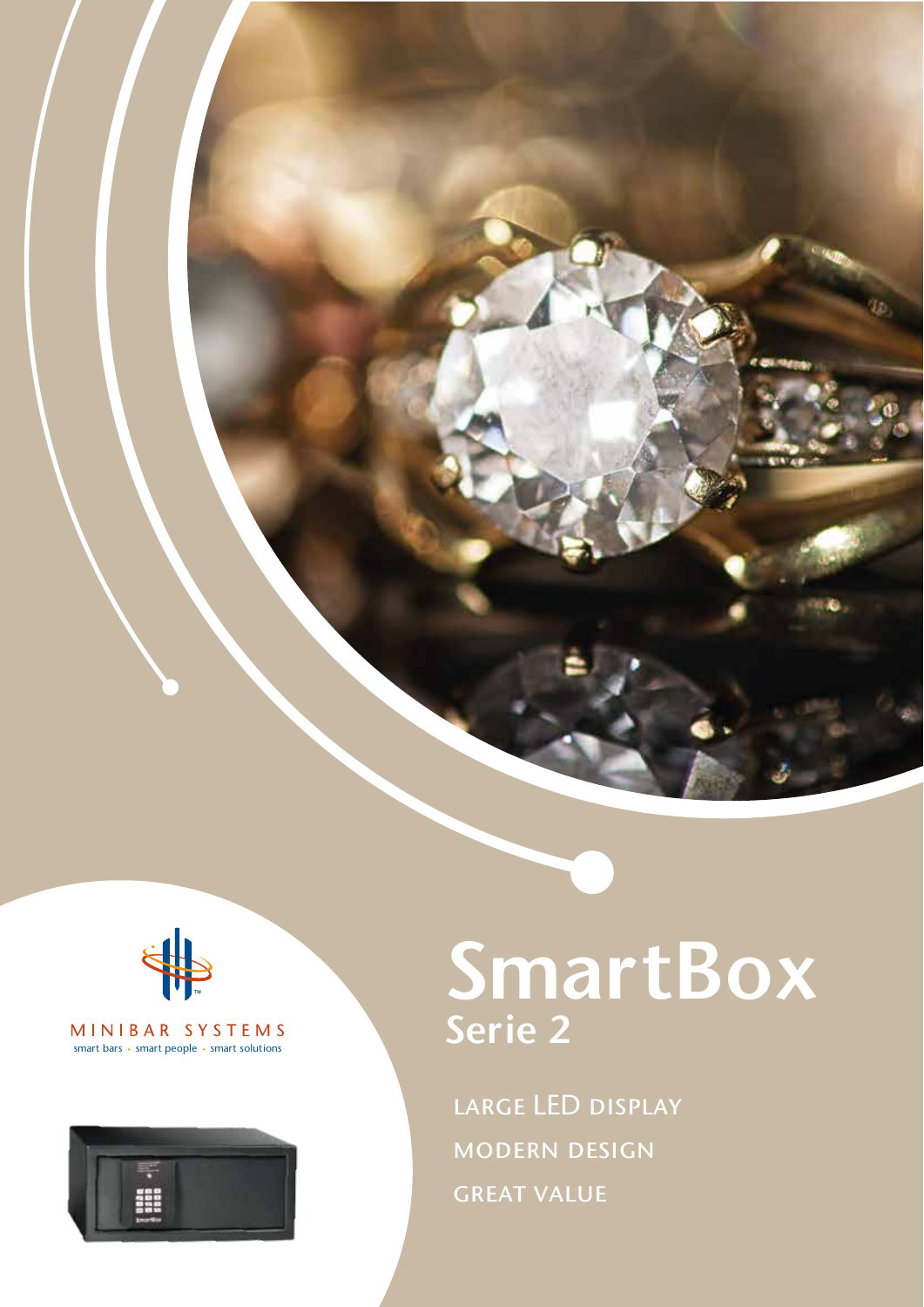MINIBAR SYSTEMS

smart bars • smart people • smart solutions

# SmartBox

## Serie 2

LARGE LED DISPLAY

MODERN DESIGN

GREAT VALUE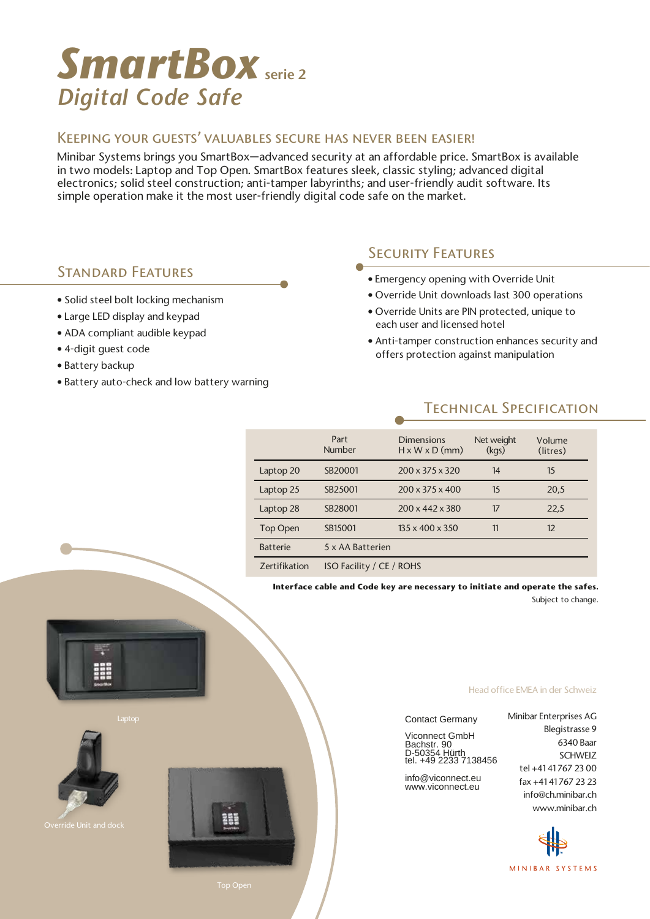# SmartBox serie 2
## Digital Code Safe

### Keeping your guests' valuables secure has never been easier!

Minibar Systems brings you SmartBox—advanced security at an affordable price. SmartBox is available in two models: Laptop and Top Open. SmartBox features sleek, classic styling; advanced digital electronics; solid steel construction; anti-tamper labyrinths; and user-friendly audit software. Its simple operation make it the most user-friendly digital code safe on the market.

### Standard Features

- Solid steel bolt locking mechanism
- Large LED display and keypad
- ADA compliant audible keypad
- 4-digit guest code
- Battery backup
- Battery auto-check and low battery warning

### Security Features

- Emergency opening with Override Unit
- Override Unit downloads last 300 operations
- Override Units are PIN protected, unique to each user and licensed hotel
- Anti-tamper construction enhances security and offers protection against manipulation

### Technical Specification

| | Part Number | Dimensions H x W x D (mm) | Net weight (kgs) | Volume (litres) |
|---|---|---|---|---|
| Laptop 20 | SB20001 | 200 x 375 x 320 | 14 | 15 |
| Laptop 25 | SB25001 | 200 x 375 x 400 | 15 | 20,5 |
| Laptop 28 | SB28001 | 200 x 442 x 380 | 17 | 22,5 |
| Top Open | SB15001 | 135 x 400 x 350 | 11 | 12 |
| Batterie | 5 x AA Batterien | | | |
| Zertifikation | ISO Facility / CE / ROHS | | | |

**Interface cable and Code key are necessary to initiate and operate the safes.**

Subject to change.

Laptop

Override Unit and dock

Top Open

Contact Germany

Viconnect GmbH
Bachstr. 90
D-50354 Hürth
tel. +49 2233 7138456

info@viconnect.eu
www.viconnect.eu

Head office EMEA in der Schweiz

Minibar Enterprises AG
Blegistrasse 9
6340 Baar
SCHWEIZ
tel +41 41 767 23 00
fax +41 41 767 23 23
info@ch.minibar.ch
www.minibar.ch

MINIBAR SYSTEMS